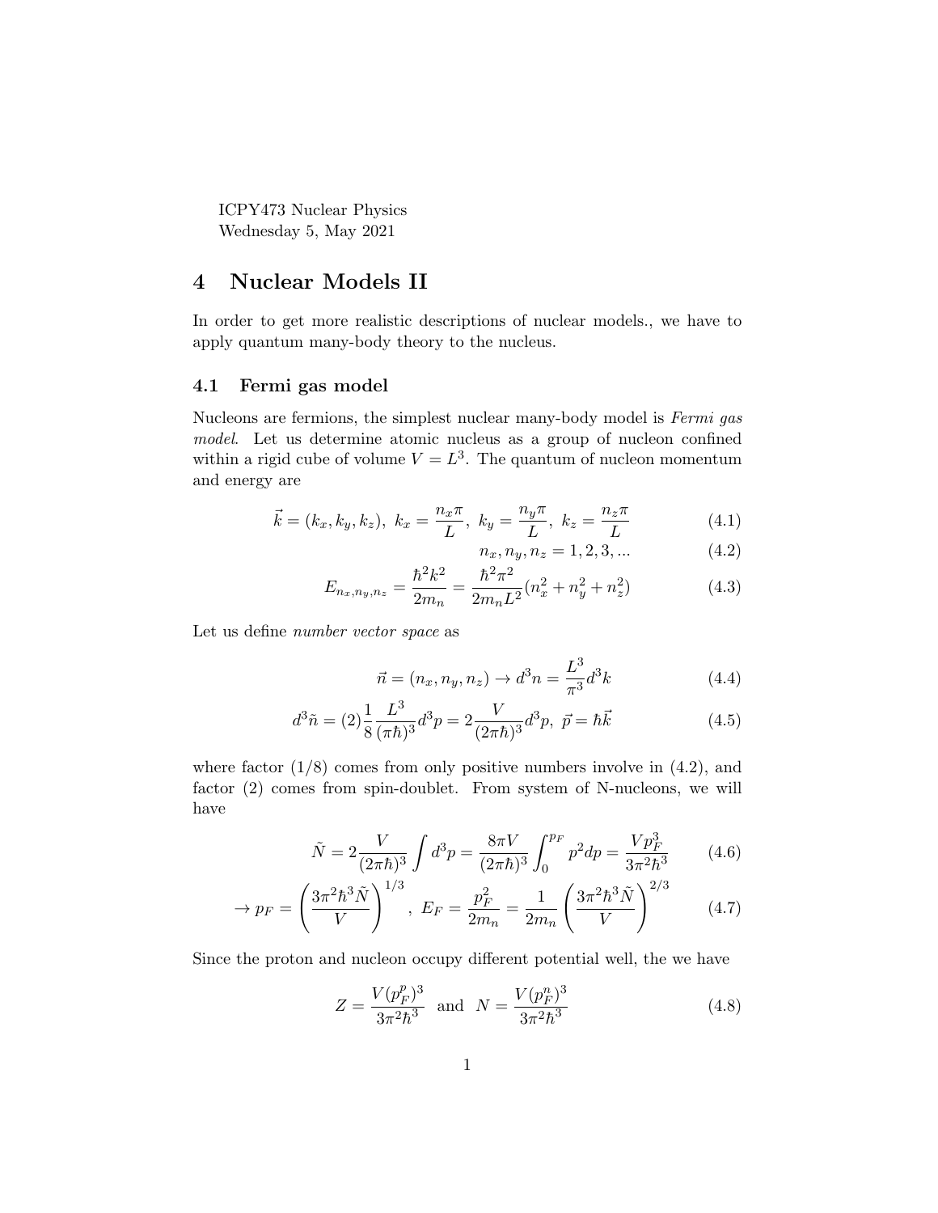ICPY473 Nuclear Physics
Wednesday 5, May 2021

# 4 Nuclear Models II

In order to get more realistic descriptions of nuclear models., we have to apply quantum many-body theory to the nucleus.

## 4.1 Fermi gas model

Nucleons are fermions, the simplest nuclear many-body model is *Fermi gas model*. Let us determine atomic nucleus as a group of nucleon confined within a rigid cube of volume $V = L^3$. The quantum of nucleon momentum and energy are

$$\vec{k} = (k_x, k_y, k_z),\ k_x = \frac{n_x \pi}{L},\ k_y = \frac{n_y \pi}{L},\ k_z = \frac{n_z \pi}{L} \tag{4.1}$$

$$n_x, n_y, n_z = 1, 2, 3, ... \tag{4.2}$$

$$E_{n_x,n_y,n_z} = \frac{\hbar^2 k^2}{2m_n} = \frac{\hbar^2 \pi^2}{2m_n L^2}(n_x^2 + n_y^2 + n_z^2) \tag{4.3}$$

Let us define *number vector space* as

$$\vec{n} = (n_x, n_y, n_z) \rightarrow d^3 n = \frac{L^3}{\pi^3} d^3 k \tag{4.4}$$

$$d^3 \tilde{n} = (2)\frac{1}{8}\frac{L^3}{(\pi\hbar)^3} d^3 p = 2\frac{V}{(2\pi\hbar)^3} d^3 p,\ \vec{p} = \hbar\vec{k} \tag{4.5}$$

where factor (1/8) comes from only positive numbers involve in (4.2), and factor (2) comes from spin-doublet. From system of N-nucleons, we will have

$$\tilde{N} = 2\frac{V}{(2\pi\hbar)^3}\int d^3 p = \frac{8\pi V}{(2\pi\hbar)^3}\int_0^{p_F} p^2 dp = \frac{V p_F^3}{3\pi^2\hbar^3} \tag{4.6}$$

$$\rightarrow p_F = \left(\frac{3\pi^2\hbar^3\tilde{N}}{V}\right)^{1/3},\ E_F = \frac{p_F^2}{2m_n} = \frac{1}{2m_n}\left(\frac{3\pi^2\hbar^3\tilde{N}}{V}\right)^{2/3} \tag{4.7}$$

Since the proton and nucleon occupy different potential well, the we have

$$Z = \frac{V(p_F^p)^3}{3\pi^2\hbar^3} \text{ and } N = \frac{V(p_F^n)^3}{3\pi^2\hbar^3} \tag{4.8}$$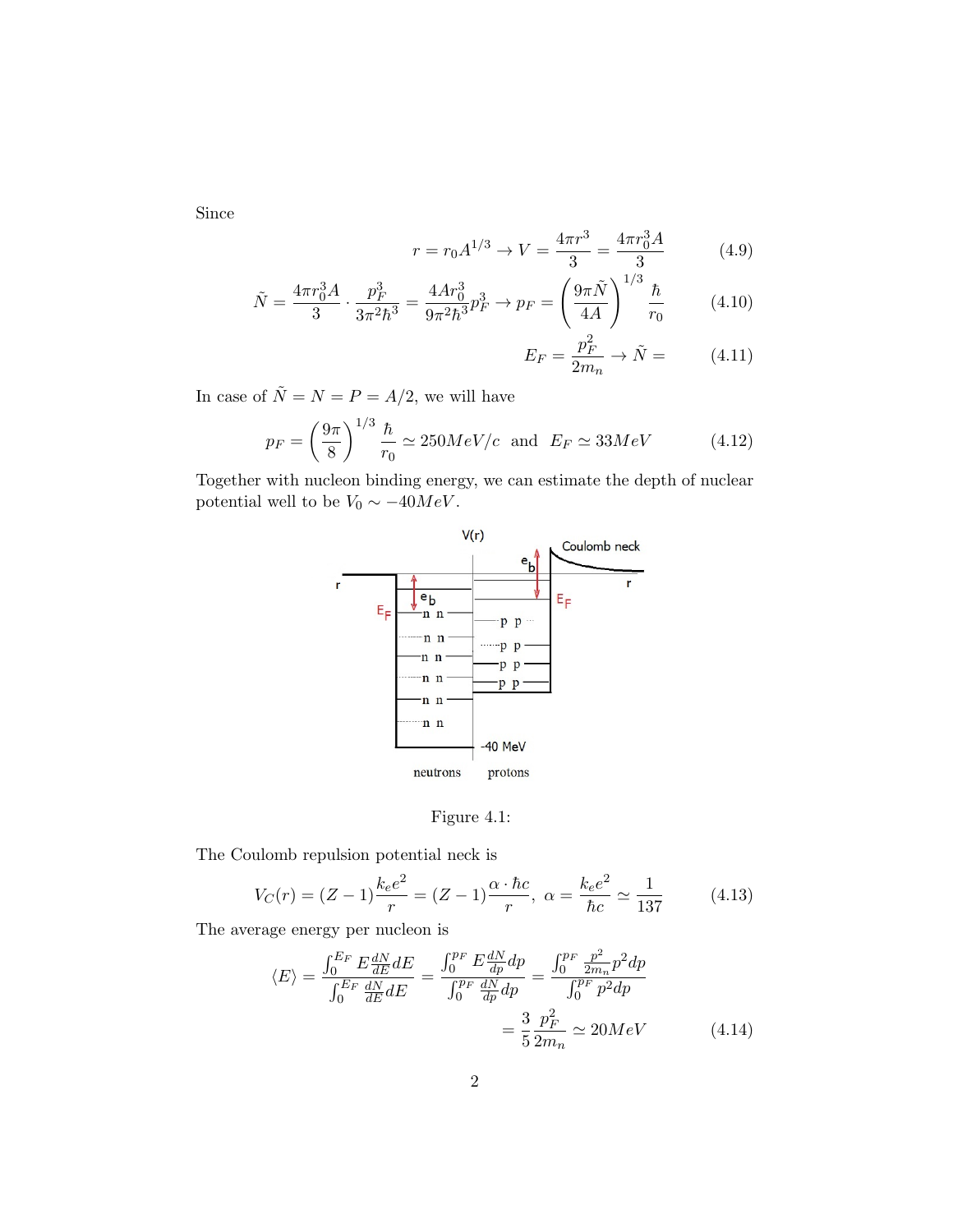Since

$$r = r_0 A^{1/3} \to V = \frac{4\pi r^3}{3} = \frac{4\pi r_0^3 A}{3} \tag{4.9}$$

$$\tilde{N} = \frac{4\pi r_0^3 A}{3} \cdot \frac{p_F^3}{3\pi^2 \hbar^3} = \frac{4 A r_0^3}{9\pi^2 \hbar^3} p_F^3 \to p_F = \left(\frac{9\pi \tilde{N}}{4A}\right)^{1/3} \frac{\hbar}{r_0} \tag{4.10}$$

$$E_F = \frac{p_F^2}{2m_n} \to \tilde{N} = \tag{4.11}$$

In case of $\tilde{N} = N = P = A/2$, we will have

$$p_F = \left(\frac{9\pi}{8}\right)^{1/3} \frac{\hbar}{r_0} \simeq 250 MeV/c \quad \text{and} \quad E_F \simeq 33 MeV \tag{4.12}$$

Together with nucleon binding energy, we can estimate the depth of nuclear potential well to be $V_0 \sim -40 MeV$.

Figure 4.1:

The Coulomb repulsion potential neck is

$$V_C(r) = (Z-1)\frac{k_e e^2}{r} = (Z-1)\frac{\alpha \cdot \hbar c}{r}, \ \alpha = \frac{k_e e^2}{\hbar c} \simeq \frac{1}{137} \tag{4.13}$$

The average energy per nucleon is

$$\langle E \rangle = \frac{\int_0^{E_F} E \frac{dN}{dE} dE}{\int_0^{E_F} \frac{dN}{dE} dE} = \frac{\int_0^{p_F} E \frac{dN}{dp} dp}{\int_0^{p_F} \frac{dN}{dp} dp} = \frac{\int_0^{p_F} \frac{p^2}{2m_n} p^2 dp}{\int_0^{p_F} p^2 dp}$$

$$= \frac{3}{5} \frac{p_F^2}{2m_n} \simeq 20 MeV \tag{4.14}$$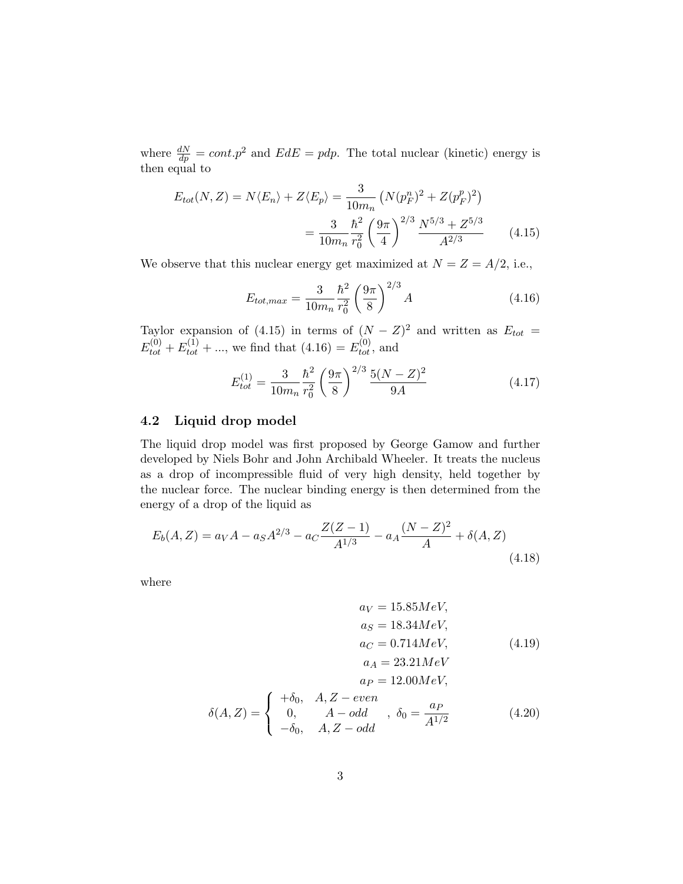where $\frac{dN}{dp} = cont.p^2$ and $EdE = pdp$. The total nuclear (kinetic) energy is then equal to

$$E_{tot}(N, Z) = N\langle E_n \rangle + Z\langle E_p \rangle = \frac{3}{10m_n}\left(N(p_F^n)^2 + Z(p_F^p)^2\right)$$
$$= \frac{3}{10m_n}\frac{\hbar^2}{r_0^2}\left(\frac{9\pi}{4}\right)^{2/3}\frac{N^{5/3} + Z^{5/3}}{A^{2/3}} \tag{4.15}$$

We observe that this nuclear energy get maximized at $N = Z = A/2$, i.e.,

$$E_{tot,max} = \frac{3}{10m_n}\frac{\hbar^2}{r_0^2}\left(\frac{9\pi}{8}\right)^{2/3} A \tag{4.16}$$

Taylor expansion of (4.15) in terms of $(N - Z)^2$ and written as $E_{tot} = E_{tot}^{(0)} + E_{tot}^{(1)} + ...$, we find that (4.16) $= E_{tot}^{(0)}$, and

$$E_{tot}^{(1)} = \frac{3}{10m_n}\frac{\hbar^2}{r_0^2}\left(\frac{9\pi}{8}\right)^{2/3}\frac{5(N - Z)^2}{9A} \tag{4.17}$$

## 4.2 Liquid drop model

The liquid drop model was first proposed by George Gamow and further developed by Niels Bohr and John Archibald Wheeler. It treats the nucleus as a drop of incompressible fluid of very high density, held together by the nuclear force. The nuclear binding energy is then determined from the energy of a drop of the liquid as

$$E_b(A, Z) = a_V A - a_S A^{2/3} - a_C\frac{Z(Z - 1)}{A^{1/3}} - a_A\frac{(N - Z)^2}{A} + \delta(A, Z) \tag{4.18}$$

where

$$\begin{aligned} a_V &= 15.85MeV, \\ a_S &= 18.34MeV, \\ a_C &= 0.714MeV, \\ a_A &= 23.21MeV \\ a_P &= 12.00MeV, \end{aligned} \tag{4.19}$$

$$\delta(A, Z) = \begin{cases} +\delta_0, & A, Z - even \\ 0, & A - odd \\ -\delta_0, & A, Z - odd \end{cases}, \ \delta_0 = \frac{a_P}{A^{1/2}} \tag{4.20}$$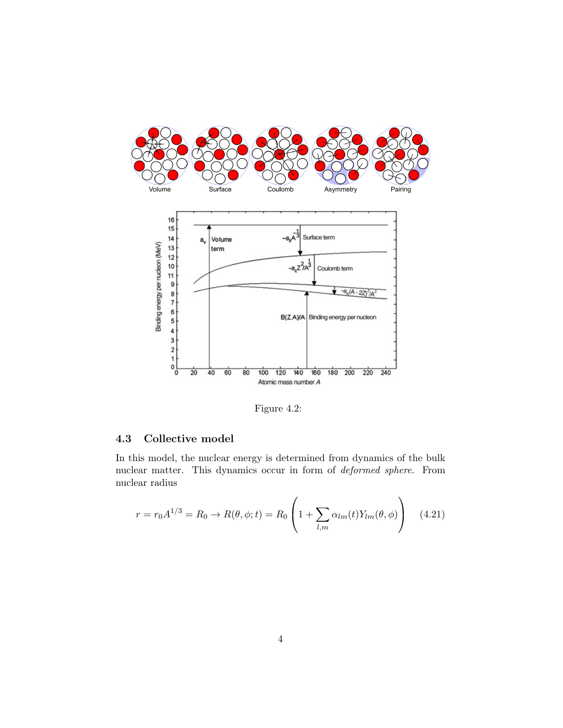Figure 4.2:

### 4.3 Collective model

In this model, the nuclear energy is determined from dynamics of the bulk nuclear matter. This dynamics occur in form of *deformed sphere*. From nuclear radius

$$r = r_0 A^{1/3} = R_0 \rightarrow R(\theta, \phi; t) = R_0 \left( 1 + \sum_{l,m} \alpha_{lm}(t) Y_{lm}(\theta, \phi) \right) \quad (4.21)$$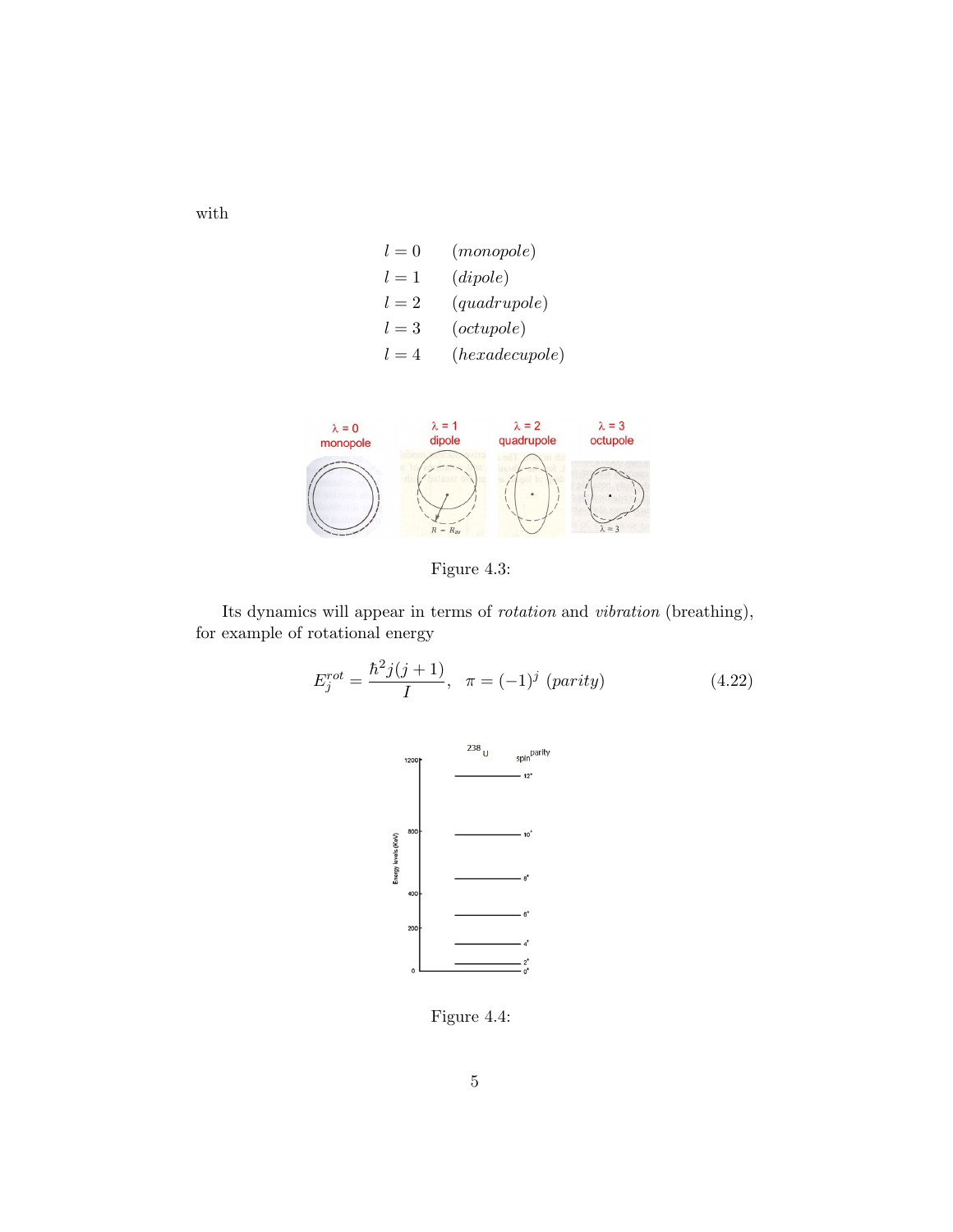with

$$
\begin{array}{ll}
l = 0 & (monopole) \\
l = 1 & (dipole) \\
l = 2 & (quadrupole) \\
l = 3 & (octupole) \\
l = 4 & (hexadecupole)
\end{array}
$$

Figure 4.3:

Its dynamics will appear in terms of *rotation* and *vibration* (breathing), for example of rotational energy

$$
E_j^{rot} = \frac{\hbar^2 j(j+1)}{I}, \quad \pi = (-1)^j \ (parity) \tag{4.22}
$$

Figure 4.4: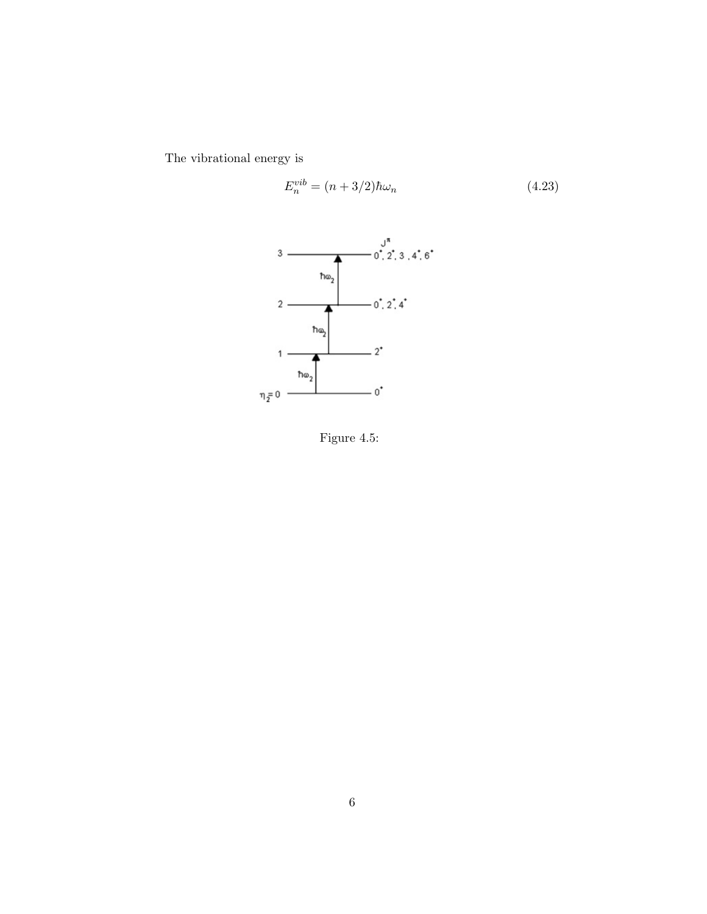The vibrational energy is

$$E_n^{vib} = (n + 3/2)\hbar\omega_n \tag{4.23}$$

$J^\pi$

3 — $0^+, 2^+, 3, 4^+, 6^+$

$\hbar\omega_2$

2 — $0^+, 2^+, 4^+$

$\hbar\omega_2$

1 — $2^+$

$\hbar\omega_2$

$\eta_2 = 0$ — $0^+$

Figure 4.5: